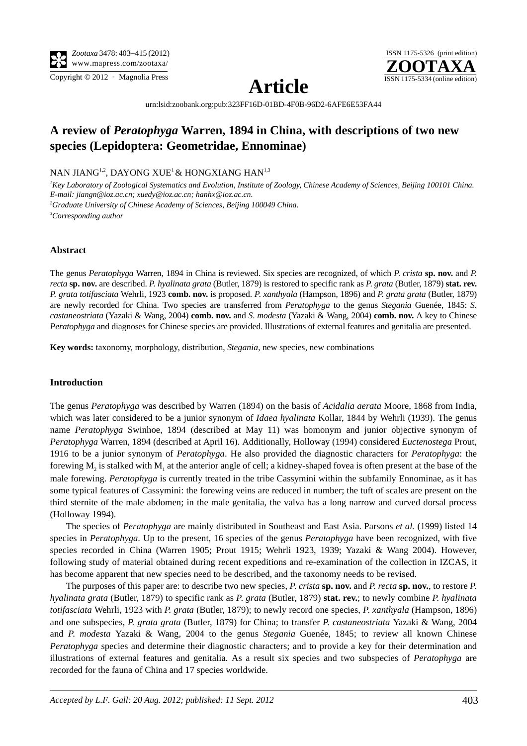**Article**

urn:lsid:zoobank.org:pub:323FF16D-01BD-4F0B-96D2-6AFE6E53FA44

# A review of *Peratophyga* Warren, 1894 in China, with descriptions of two new species (Lepidoptera: Geometridae, Ennominae)

NAN JIANG[1,2], DAYONG XUE[1] & HONGXIANG HAN[1,3]

[1]*Key Laboratory of Zoological Systematics and Evolution, Institute of Zoology, Chinese Academy of Sciences, Beijing 100101 China. E-mail: jiangn@ioz.ac.cn; xuedy@ioz.ac.cn; hanhx@ioz.ac.cn.*

[2]*Graduate University of Chinese Academy of Sciences, Beijing 100049 China.*

[3]*Corresponding author*

## Abstract

The genus *Peratophyga* Warren, 1894 in China is reviewed. Six species are recognized, of which *P. crista* **sp. nov.** and *P. recta* **sp. nov.** are described. *P. hyalinata grata* (Butler, 1879) is restored to specific rank as *P. grata* (Butler, 1879) **stat. rev.** *P. grata totifasciata* Wehrli, 1923 **comb. nov.** is proposed. *P. xanthyala* (Hampson, 1896) and *P. grata grata* (Butler, 1879) are newly recorded for China. Two species are transferred from *Peratophyga* to the genus *Stegania* Guenée, 1845: *S. castaneostriata* (Yazaki & Wang, 2004) **comb. nov.** and *S. modesta* (Yazaki & Wang, 2004) **comb. nov.** A key to Chinese *Peratophyga* and diagnoses for Chinese species are provided. Illustrations of external features and genitalia are presented.

**Key words:** taxonomy, morphology, distribution, *Stegania*, new species, new combinations

## Introduction

The genus *Peratophyga* was described by Warren (1894) on the basis of *Acidalia aerata* Moore, 1868 from India, which was later considered to be a junior synonym of *Idaea hyalinata* Kollar, 1844 by Wehrli (1939). The genus name *Peratophyga* Swinhoe, 1894 (described at May 11) was homonym and junior objective synonym of *Peratophyga* Warren, 1894 (described at April 16). Additionally, Holloway (1994) considered *Euctenostega* Prout, 1916 to be a junior synonym of *Peratophyga*. He also provided the diagnostic characters for *Peratophyga*: the forewing $M_2$ is stalked with $M_1$ at the anterior angle of cell; a kidney-shaped fovea is often present at the base of the male forewing. *Peratophyga* is currently treated in the tribe Cassymini within the subfamily Ennominae, as it has some typical features of Cassymini: the forewing veins are reduced in number; the tuft of scales are present on the third sternite of the male abdomen; in the male genitalia, the valva has a long narrow and curved dorsal process (Holloway 1994).

The species of *Peratophyga* are mainly distributed in Southeast and East Asia. Parsons *et al.* (1999) listed 14 species in *Peratophyga*. Up to the present, 16 species of the genus *Peratophyga* have been recognized, with five species recorded in China (Warren 1905; Prout 1915; Wehrli 1923, 1939; Yazaki & Wang 2004). However, following study of material obtained during recent expeditions and re-examination of the collection in IZCAS, it has become apparent that new species need to be described, and the taxonomy needs to be revised.

The purposes of this paper are: to describe two new species, *P. crista* **sp. nov.** and *P. recta* **sp. nov.**, to restore *P. hyalinata grata* (Butler, 1879) to specific rank as *P. grata* (Butler, 1879) **stat. rev.**; to newly combine *P. hyalinata totifasciata* Wehrli, 1923 with *P. grata* (Butler, 1879); to newly record one species, *P. xanthyala* (Hampson, 1896) and one subspecies, *P. grata grata* (Butler, 1879) for China; to transfer *P. castaneostriata* Yazaki & Wang, 2004 and *P. modesta* Yazaki & Wang, 2004 to the genus *Stegania* Guenée, 1845; to review all known Chinese *Peratophyga* species and determine their diagnostic characters; and to provide a key for their determination and illustrations of external features and genitalia. As a result six species and two subspecies of *Peratophyga* are recorded for the fauna of China and 17 species worldwide.

*Accepted by L.F. Gall: 20 Aug. 2012; published: 11 Sept. 2012*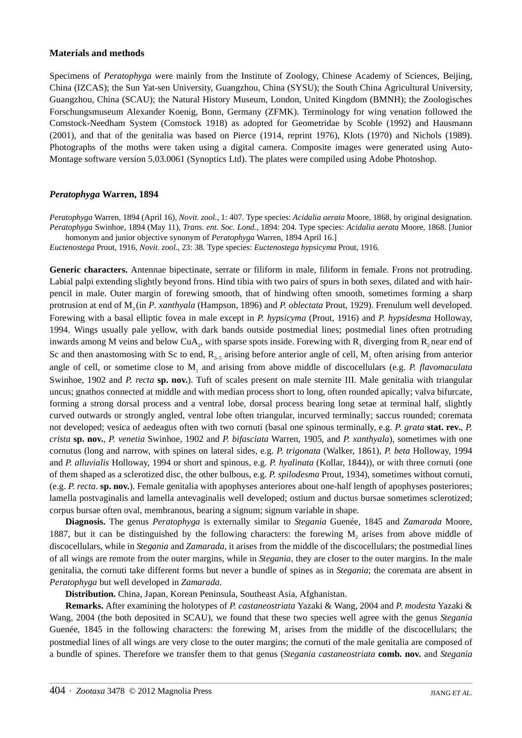## Materials and methods

Specimens of *Peratophyga* were mainly from the Institute of Zoology, Chinese Academy of Sciences, Beijing, China (IZCAS); the Sun Yat-sen University, Guangzhou, China (SYSU); the South China Agricultural University, Guangzhou, China (SCAU); the Natural History Museum, London, United Kingdom (BMNH); the Zoologisches Forschungsmuseum Alexander Koenig, Bonn, Germany (ZFMK). Terminology for wing venation followed the Comstock-Needham System (Comstock 1918) as adopted for Geometridae by Scoble (1992) and Hausmann (2001), and that of the genitalia was based on Pierce (1914, reprint 1976), Klots (1970) and Nichols (1989). Photographs of the moths were taken using a digital camera. Composite images were generated using Auto-Montage software version 5.03.0061 (Synoptics Ltd). The plates were compiled using Adobe Photoshop.

## *Peratophyga* Warren, 1894

*Peratophyga* Warren, 1894 (April 16), *Novit. zool.*, 1: 407. Type species: *Acidalia aerata* Moore, 1868, by original designation.
*Peratophyga* Swinhoe, 1894 (May 11), *Trans. ent. Soc. Lond.*, 1894: 204. Type species: *Acidalia aerata* Moore, 1868. [Junior homonym and junior objective synonym of *Peratophyga* Warren, 1894 April 16.]
*Euctenostega* Prout, 1916, *Novit. zool.*, 23: 38. Type species: *Euctenostega hypsicyma* Prout, 1916.

**Generic characters.** Antennae bipectinate, serrate or filiform in male, filiform in female. Frons not protruding. Labial palpi extending slightly beyond frons. Hind tibia with two pairs of spurs in both sexes, dilated and with hair-pencil in male. Outer margin of forewing smooth, that of hindwing often smooth, sometimes forming a sharp protrusion at end of $M_3$ (in *P. xanthyala* (Hampson, 1896) and *P. oblectata* Prout, 1929). Frenulum well developed. Forewing with a basal elliptic fovea in male except in *P. hypsicyma* (Prout, 1916) and *P. hypsidesma* Holloway, 1994. Wings usually pale yellow, with dark bands outside postmedial lines; postmedial lines often protruding inwards among M veins and below $CuA_2$, with sparse spots inside. Forewing with $R_1$ diverging from $R_2$ near end of Sc and then anastomosing with Sc to end, $R_{3–5}$ arising before anterior angle of cell, $M_2$ often arising from anterior angle of cell, or sometime close to $M_1$ and arising from above middle of discocellulars (e.g. *P. flavomaculata* Swinhoe, 1902 and *P. recta* **sp. nov.**). Tuft of scales present on male sternite III. Male genitalia with triangular uncus; gnathos connected at middle and with median process short to long, often rounded apically; valva bifurcate, forming a strong dorsal process and a ventral lobe, dorsal process bearing long setae at terminal half, slightly curved outwards or strongly angled, ventral lobe often triangular, incurved terminally; saccus rounded; coremata not developed; vesica of aedeagus often with two cornuti (basal one spinous terminally, e.g. *P. grata* **stat. rev.**, *P. crista* **sp. nov.**, *P. venetia* Swinhoe, 1902 and *P. bifasciata* Warren, 1905, and *P. xanthyala*), sometimes with one cornutus (long and narrow, with spines on lateral sides, e.g. *P. trigonata* (Walker, 1861), *P. beta* Holloway, 1994 and *P. alluvialis* Holloway, 1994 or short and spinous, e.g. *P. hyalinata* (Kollar, 1844)), or with three cornuti (one of them shaped as a sclerotized disc, the other bulbous, e.g. *P. spilodesma* Prout, 1934), sometimes without cornuti, (e.g. *P. recta*. **sp. nov.**). Female genitalia with apophyses anteriores about one-half length of apophyses posteriores; lamella postvaginalis and lamella antevaginalis well developed; ostium and ductus bursae sometimes sclerotized; corpus bursae often oval, membranous, bearing a signum; signum variable in shape.

**Diagnosis.** The genus *Peratophyga* is externally similar to *Stegania* Guenée, 1845 and *Zamarada* Moore, 1887, but it can be distinguished by the following characters: the forewing $M_2$ arises from above middle of discocellulars, while in *Stegania* and *Zamarada*, it arises from the middle of the discocellulars; the postmedial lines of all wings are remote from the outer margins, while in *Stegania*, they are closer to the outer margins. In the male genitalia, the cornuti take different forms but never a bundle of spines as in *Stegania*; the coremata are absent in *Peratophyga* but well developed in *Zamarada*.

**Distribution.** China, Japan, Korean Peninsula, Southeast Asia, Afghanistan.

**Remarks.** After examining the holotypes of *P. castaneostriata* Yazaki & Wang, 2004 and *P. modesta* Yazaki & Wang, 2004 (the both deposited in SCAU), we found that these two species well agree with the genus *Stegania* Guenée, 1845 in the following characters: the forewing $M_1$ arises from the middle of the discocellulars; the postmedial lines of all wings are very close to the outer margins; the cornuti of the male genitalia are composed of a bundle of spines. Therefore we transfer them to that genus (*Stegania castaneostriata* **comb. nov.** and *Stegania*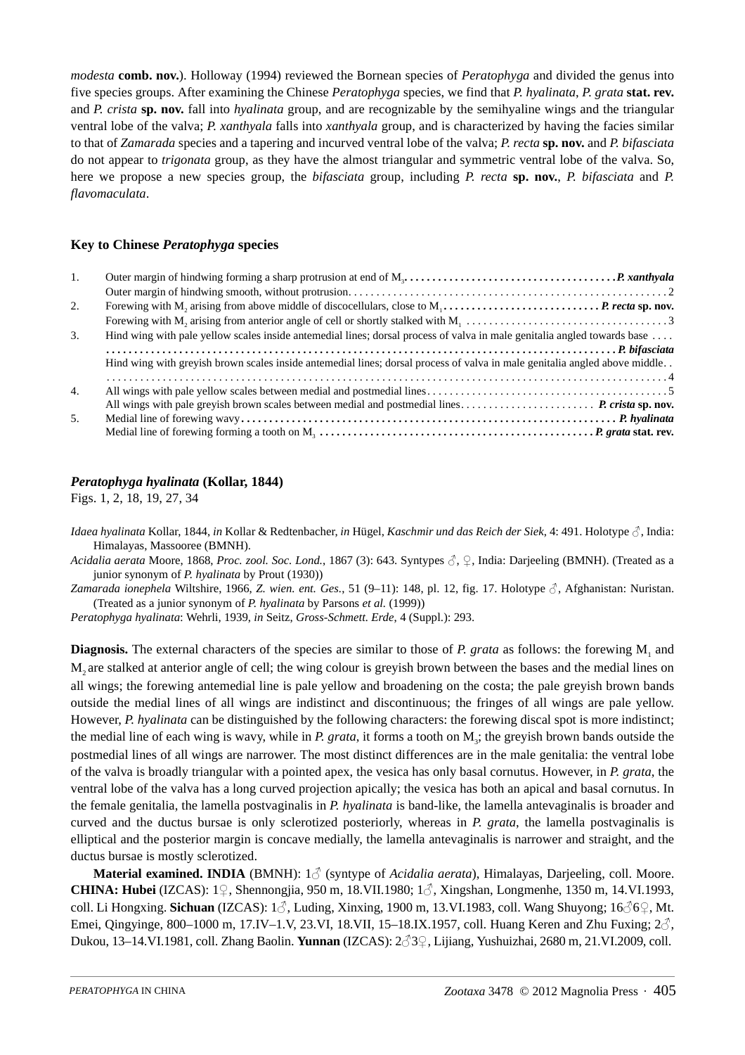*modesta* **comb. nov.**). Holloway (1994) reviewed the Bornean species of *Peratophyga* and divided the genus into five species groups. After examining the Chinese *Peratophyga* species, we find that *P. hyalinata*, *P. grata* **stat. rev.** and *P. crista* **sp. nov.** fall into *hyalinata* group, and are recognizable by the semihyaline wings and the triangular ventral lobe of the valva; *P. xanthyala* falls into *xanthyala* group, and is characterized by having the facies similar to that of *Zamarada* species and a tapering and incurved ventral lobe of the valva; *P. recta* **sp. nov.** and *P. bifasciata* do not appear to *trigonata* group, as they have the almost triangular and symmetric ventral lobe of the valva. So, here we propose a new species group, the *bifasciata* group, including *P. recta* **sp. nov.**, *P. bifasciata* and *P. flavomaculata*.

### Key to Chinese *Peratophyga* species

1. Outer margin of hindwing forming a sharp protrusion at end of $M_3$ .................................... ***P. xanthyala***
   - Outer margin of hindwing smooth, without protrusion ........................................................ 2
2. Forewing with $M_2$ arising from above middle of discocellulars, close to $M_1$ ........................... ***P. recta* sp. nov.**
   - Forewing with $M_2$ arising from anterior angle of cell or shortly stalked with $M_1$ ................................... 3
3. Hind wing with pale yellow scales inside antemedial lines; dorsal process of valva in male genitalia angled towards base .... ........................................................................................ ***P. bifasciata***
   - Hind wing with greyish brown scales inside antemedial lines; dorsal process of valva in male genitalia angled above middle.. ............................................................................................................ 4
4. All wings with pale yellow scales between medial and postmedial lines ........................................... 5
   - All wings with pale greyish brown scales between medial and postmedial lines ........................ ***P. crista* sp. nov.**
5. Medial line of forewing wavy ............................................................................ ***P. hyalinata***
   - Medial line of forewing forming a tooth on $M_3$ ................................................ ***P. grata* stat. rev.**

### *Peratophyga hyalinata* (Kollar, 1844)

Figs. 1, 2, 18, 19, 27, 34

*Idaea hyalinata* Kollar, 1844, *in* Kollar & Redtenbacher, *in* Hügel, *Kaschmir und das Reich der Siek*, 4: 491. Holotype ♂, India: Himalayas, Massooree (BMNH).

*Acidalia aerata* Moore, 1868, *Proc. zool. Soc. Lond.*, 1867 (3): 643. Syntypes ♂, ♀, India: Darjeeling (BMNH). (Treated as a junior synonym of *P. hyalinata* by Prout (1930))

*Zamarada ionephela* Wiltshire, 1966, *Z. wien. ent. Ges.*, 51 (9–11): 148, pl. 12, fig. 17. Holotype ♂, Afghanistan: Nuristan. (Treated as a junior synonym of *P. hyalinata* by Parsons *et al.* (1999))

*Peratophyga hyalinata*: Wehrli, 1939, *in* Seitz, *Gross-Schmett. Erde*, 4 (Suppl.): 293.

**Diagnosis.** The external characters of the species are similar to those of *P. grata* as follows: the forewing $M_1$ and $M_2$ are stalked at anterior angle of cell; the wing colour is greyish brown between the bases and the medial lines on all wings; the forewing antemedial line is pale yellow and broadening on the costa; the pale greyish brown bands outside the medial lines of all wings are indistinct and discontinuous; the fringes of all wings are pale yellow. However, *P. hyalinata* can be distinguished by the following characters: the forewing discal spot is more indistinct; the medial line of each wing is wavy, while in *P. grata*, it forms a tooth on $M_3$; the greyish brown bands outside the postmedial lines of all wings are narrower. The most distinct differences are in the male genitalia: the ventral lobe of the valva is broadly triangular with a pointed apex, the vesica has only basal cornutus. However, in *P. grata*, the ventral lobe of the valva has a long curved projection apically; the vesica has both an apical and basal cornutus. In the female genitalia, the lamella postvaginalis in *P. hyalinata* is band-like, the lamella antevaginalis is broader and curved and the ductus bursae is only sclerotized posteriorly, whereas in *P. grata*, the lamella postvaginalis is elliptical and the posterior margin is concave medially, the lamella antevaginalis is narrower and straight, and the ductus bursae is mostly sclerotized.

**Material examined. INDIA** (BMNH): 1♂ (syntype of *Acidalia aerata*), Himalayas, Darjeeling, coll. Moore. **CHINA: Hubei** (IZCAS): 1♀, Shennongjia, 950 m, 18.VII.1980; 1♂, Xingshan, Longmenhe, 1350 m, 14.VI.1993, coll. Li Hongxing. **Sichuan** (IZCAS): 1♂, Luding, Xinxing, 1900 m, 13.VI.1983, coll. Wang Shuyong; 16♂6♀, Mt. Emei, Qingyinge, 800–1000 m, 17.IV–1.V, 23.VI, 18.VII, 15–18.IX.1957, coll. Huang Keren and Zhu Fuxing; 2♂, Dukou, 13–14.VI.1981, coll. Zhang Baolin. **Yunnan** (IZCAS): 2♂3♀, Lijiang, Yushuizhai, 2680 m, 21.VI.2009, coll.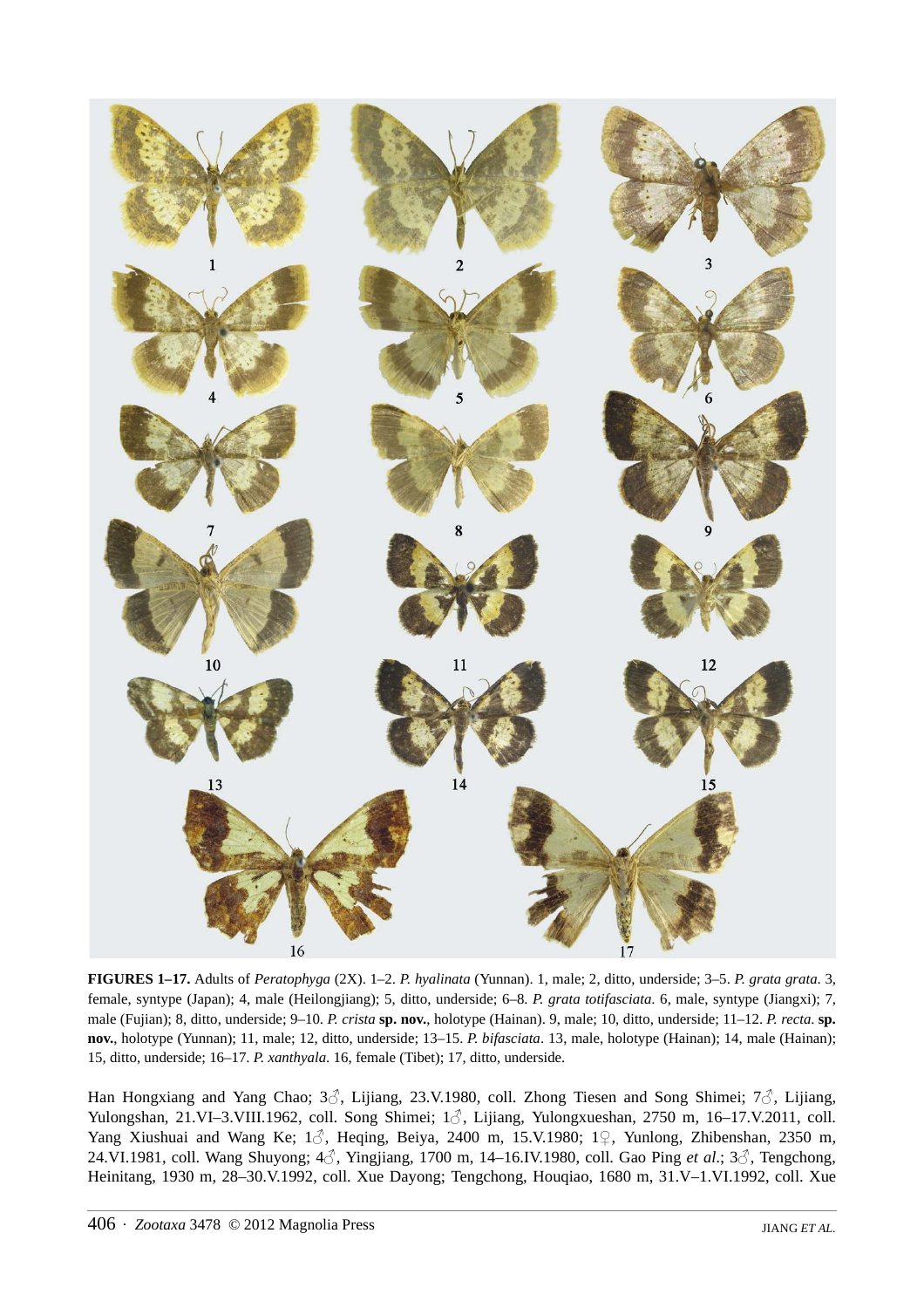**FIGURES 1–17.** Adults of *Peratophyga* (2X). 1–2. *P. hyalinata* (Yunnan). 1, male; 2, ditto, underside; 3–5. *P. grata grata*. 3, female, syntype (Japan); 4, male (Heilongjiang); 5, ditto, underside; 6–8. *P. grata totifasciata*. 6, male, syntype (Jiangxi); 7, male (Fujian); 8, ditto, underside; 9–10. *P. crista* **sp. nov.**, holotype (Hainan). 9, male; 10, ditto, underside; 11–12. *P. recta*. **sp. nov.**, holotype (Yunnan); 11, male; 12, ditto, underside; 13–15. *P. bifasciata*. 13, male, holotype (Hainan); 14, male (Hainan); 15, ditto, underside; 16–17. *P. xanthyala*. 16, female (Tibet); 17, ditto, underside.

Han Hongxiang and Yang Chao; 3♂, Lijiang, 23.V.1980, coll. Zhong Tiesen and Song Shimei; 7♂, Lijiang, Yulongshan, 21.VI–3.VIII.1962, coll. Song Shimei; 1♂, Lijiang, Yulongxueshan, 2750 m, 16–17.V.2011, coll. Yang Xiushuai and Wang Ke; 1♂, Heqing, Beiya, 2400 m, 15.V.1980; 1♀, Yunlong, Zhibenshan, 2350 m, 24.VI.1981, coll. Wang Shuyong; 4♂, Yingjiang, 1700 m, 14–16.IV.1980, coll. Gao Ping *et al.*; 3♂, Tengchong, Heinitang, 1930 m, 28–30.V.1992, coll. Xue Dayong; Tengchong, Houqiao, 1680 m, 31.V–1.VI.1992, coll. Xue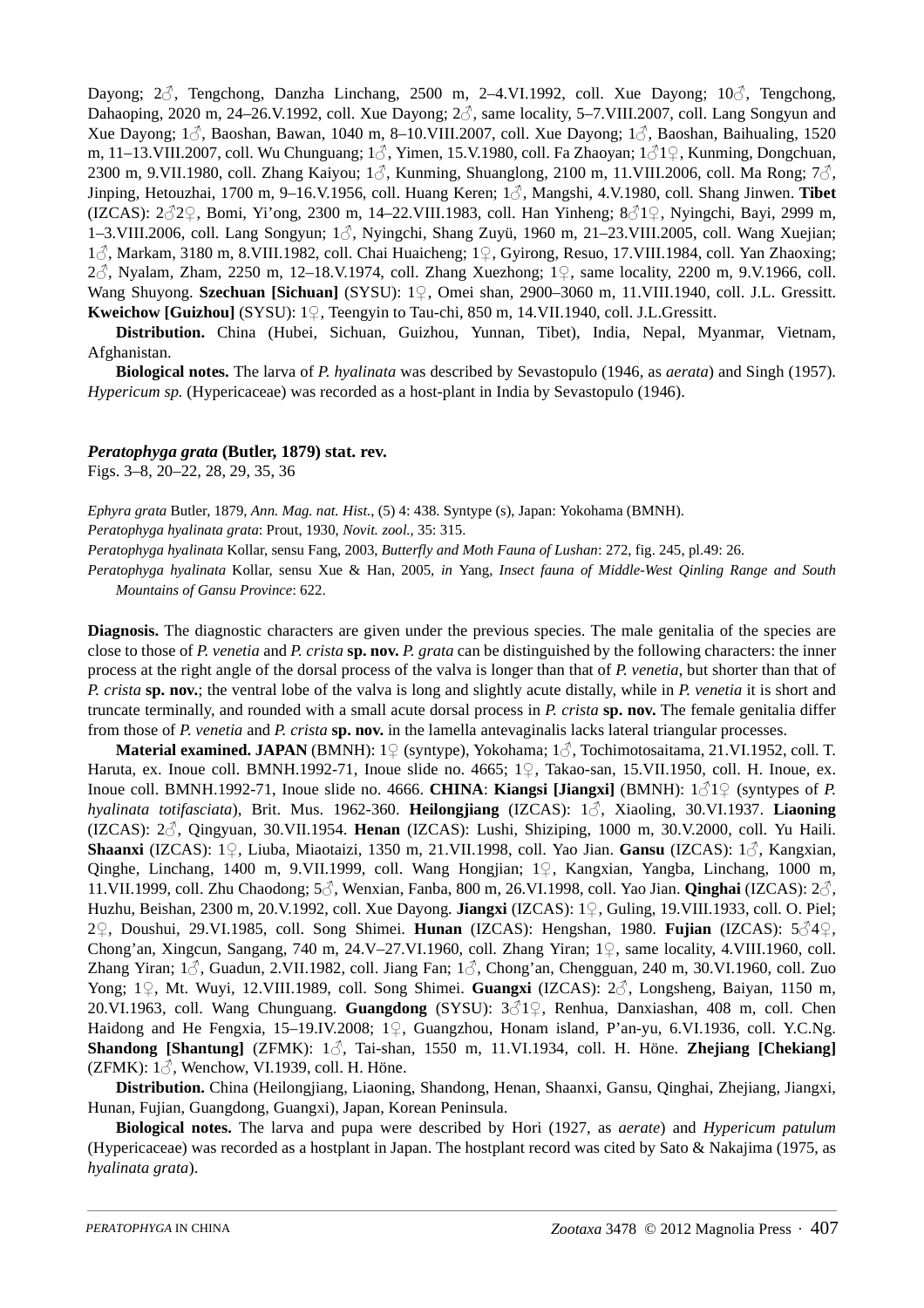Dayong; 2♂, Tengchong, Danzha Linchang, 2500 m, 2–4.VI.1992, coll. Xue Dayong; 10♂, Tengchong, Dahaoping, 2020 m, 24–26.V.1992, coll. Xue Dayong; 2♂, same locality, 5–7.VIII.2007, coll. Lang Songyun and Xue Dayong; 1♂, Baoshan, Bawan, 1040 m, 8–10.VIII.2007, coll. Xue Dayong; 1♂, Baoshan, Baihualing, 1520 m, 11–13.VIII.2007, coll. Wu Chunguang; 1♂, Yimen, 15.V.1980, coll. Fa Zhaoyan; 1♂1♀, Kunming, Dongchuan, 2300 m, 9.VII.1980, coll. Zhang Kaiyou; 1♂, Kunming, Shuanglong, 2100 m, 11.VIII.2006, coll. Ma Rong; 7♂, Jinping, Hetouzhai, 1700 m, 9–16.V.1956, coll. Huang Keren; 1♂, Mangshi, 4.V.1980, coll. Shang Jinwen. **Tibet** (IZCAS): 2♂2♀, Bomi, Yi'ong, 2300 m, 14–22.VIII.1983, coll. Han Yinheng; 8♂1♀, Nyingchi, Bayi, 2999 m, 1–3.VIII.2006, coll. Lang Songyun; 1♂, Nyingchi, Shang Zuyü, 1960 m, 21–23.VIII.2005, coll. Wang Xuejian; 1♂, Markam, 3180 m, 8.VIII.1982, coll. Chai Huaicheng; 1♀, Gyirong, Resuo, 17.VIII.1984, coll. Yan Zhaoxing; 2♂, Nyalam, Zham, 2250 m, 12–18.V.1974, coll. Zhang Xuezhong; 1♀, same locality, 2200 m, 9.V.1966, coll. Wang Shuyong. **Szechuan [Sichuan]** (SYSU): 1♀, Omei shan, 2900–3060 m, 11.VIII.1940, coll. J.L. Gressitt. **Kweichow [Guizhou]** (SYSU): 1♀, Teengyin to Tau-chi, 850 m, 14.VII.1940, coll. J.L.Gressitt.

**Distribution.** China (Hubei, Sichuan, Guizhou, Yunnan, Tibet), India, Nepal, Myanmar, Vietnam, Afghanistan.

**Biological notes.** The larva of *P. hyalinata* was described by Sevastopulo (1946, as *aerata*) and Singh (1957). *Hypericum sp.* (Hypericaceae) was recorded as a host-plant in India by Sevastopulo (1946).

### *Peratophyga grata* (Butler, 1879) stat. rev.

Figs. 3–8, 20–22, 28, 29, 35, 36

*Ephyra grata* Butler, 1879, *Ann. Mag. nat. Hist.*, (5) 4: 438. Syntype (s), Japan: Yokohama (BMNH).

*Peratophyga hyalinata grata*: Prout, 1930, *Novit. zool.*, 35: 315.

*Peratophyga hyalinata* Kollar, sensu Fang, 2003, *Butterfly and Moth Fauna of Lushan*: 272, fig. 245, pl.49: 26.

*Peratophyga hyalinata* Kollar, sensu Xue & Han, 2005, *in* Yang, *Insect fauna of Middle-West Qinling Range and South Mountains of Gansu Province*: 622.

**Diagnosis.** The diagnostic characters are given under the previous species. The male genitalia of the species are close to those of *P. venetia* and *P. crista* **sp. nov.** *P. grata* can be distinguished by the following characters: the inner process at the right angle of the dorsal process of the valva is longer than that of *P. venetia*, but shorter than that of *P. crista* **sp. nov.**; the ventral lobe of the valva is long and slightly acute distally, while in *P. venetia* it is short and truncate terminally, and rounded with a small acute dorsal process in *P. crista* **sp. nov.** The female genitalia differ from those of *P. venetia* and *P. crista* **sp. nov.** in the lamella antevaginalis lacks lateral triangular processes.

**Material examined. JAPAN** (BMNH): 1♀ (syntype), Yokohama; 1♂, Tochimotosaitama, 21.VI.1952, coll. T. Haruta, ex. Inoue coll. BMNH.1992-71, Inoue slide no. 4665; 1♀, Takao-san, 15.VII.1950, coll. H. Inoue, ex. Inoue coll. BMNH.1992-71, Inoue slide no. 4666. **CHINA**: **Kiangsi [Jiangxi]** (BMNH): 1♂1♀ (syntypes of *P. hyalinata totifasciata*), Brit. Mus. 1962-360. **Heilongjiang** (IZCAS): 1♂, Xiaoling, 30.VI.1937. **Liaoning** (IZCAS): 2♂, Qingyuan, 30.VII.1954. **Henan** (IZCAS): Lushi, Shiziping, 1000 m, 30.V.2000, coll. Yu Haili. **Shaanxi** (IZCAS): 1♀, Liuba, Miaotaizi, 1350 m, 21.VII.1998, coll. Yao Jian. **Gansu** (IZCAS): 1♂, Kangxian, Qinghe, Linchang, 1400 m, 9.VII.1999, coll. Wang Hongjian; 1♀, Kangxian, Yangba, Linchang, 1000 m, 11.VII.1999, coll. Zhu Chaodong; 5♂, Wenxian, Fanba, 800 m, 26.VI.1998, coll. Yao Jian. **Qinghai** (IZCAS): 2♂, Huzhu, Beishan, 2300 m, 20.V.1992, coll. Xue Dayong. **Jiangxi** (IZCAS): 1♀, Guling, 19.VIII.1933, coll. O. Piel; 2♀, Doushui, 29.VI.1985, coll. Song Shimei. **Hunan** (IZCAS): Hengshan, 1980. **Fujian** (IZCAS): 5♂4♀, Chong'an, Xingcun, Sangang, 740 m, 24.V–27.VI.1960, coll. Zhang Yiran; 1♀, same locality, 4.VIII.1960, coll. Zhang Yiran; 1♂, Guadun, 2.VII.1982, coll. Jiang Fan; 1♂, Chong'an, Chengguan, 240 m, 30.VI.1960, coll. Zuo Yong; 1♀, Mt. Wuyi, 12.VIII.1989, coll. Song Shimei. **Guangxi** (IZCAS): 2♂, Longsheng, Baiyan, 1150 m, 20.VI.1963, coll. Wang Chunguang. **Guangdong** (SYSU): 3♂1♀, Renhua, Danxiashan, 408 m, coll. Chen Haidong and He Fengxia, 15–19.IV.2008; 1♀, Guangzhou, Honam island, P'an-yu, 6.VI.1936, coll. Y.C.Ng. **Shandong [Shantung]** (ZFMK): 1♂, Tai-shan, 1550 m, 11.VI.1934, coll. H. Höne. **Zhejiang [Chekiang]** (ZFMK): 1♂, Wenchow, VI.1939, coll. H. Höne.

**Distribution.** China (Heilongjiang, Liaoning, Shandong, Henan, Shaanxi, Gansu, Qinghai, Zhejiang, Jiangxi, Hunan, Fujian, Guangdong, Guangxi), Japan, Korean Peninsula.

**Biological notes.** The larva and pupa were described by Hori (1927, as *aerate*) and *Hypericum patulum* (Hypericaceae) was recorded as a hostplant in Japan. The hostplant record was cited by Sato & Nakajima (1975, as *hyalinata grata*).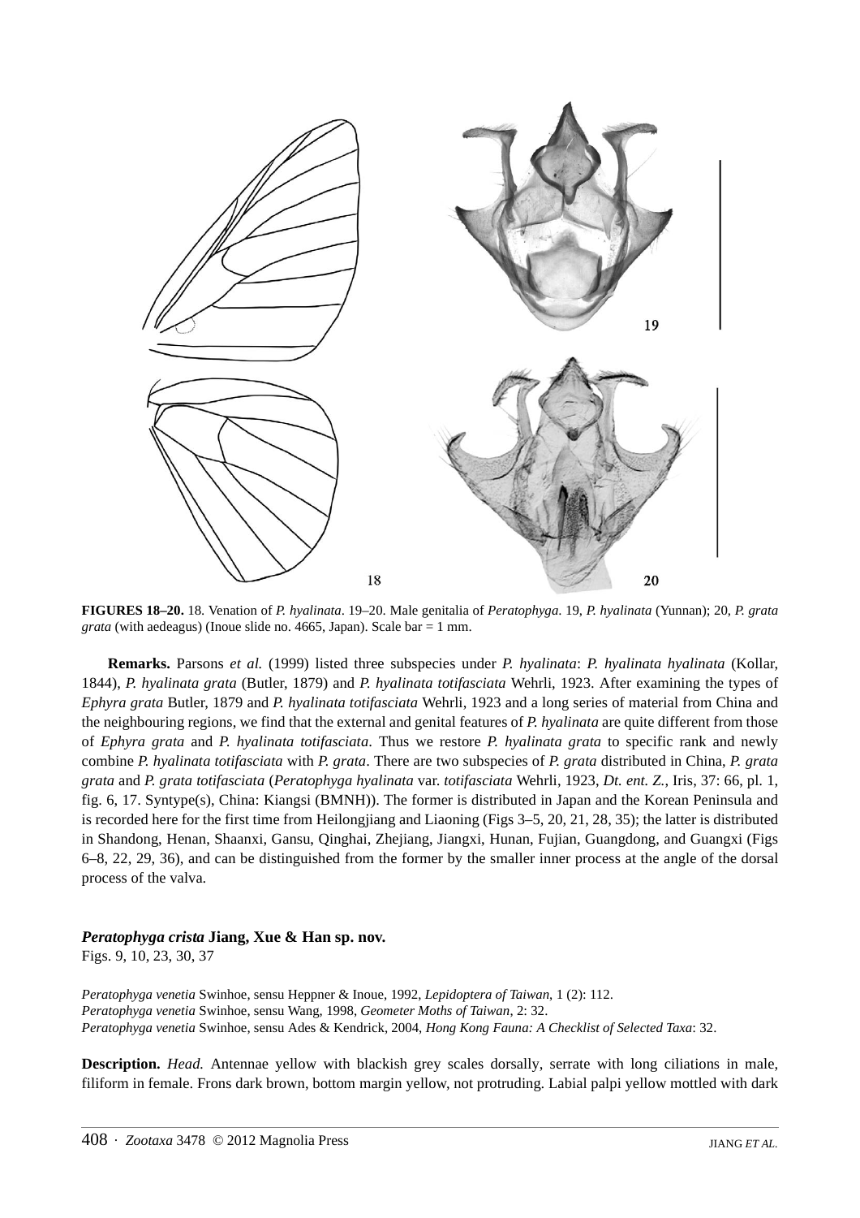**FIGURES 18–20.** 18. Venation of *P. hyalinata*. 19–20. Male genitalia of *Peratophyga*. 19, *P. hyalinata* (Yunnan); 20, *P. grata grata* (with aedeagus) (Inoue slide no. 4665, Japan). Scale bar = 1 mm.

**Remarks.** Parsons *et al.* (1999) listed three subspecies under *P. hyalinata*: *P. hyalinata hyalinata* (Kollar, 1844), *P. hyalinata grata* (Butler, 1879) and *P. hyalinata totifasciata* Wehrli, 1923. After examining the types of *Ephyra grata* Butler, 1879 and *P. hyalinata totifasciata* Wehrli, 1923 and a long series of material from China and the neighbouring regions, we find that the external and genital features of *P. hyalinata* are quite different from those of *Ephyra grata* and *P. hyalinata totifasciata*. Thus we restore *P. hyalinata grata* to specific rank and newly combine *P. hyalinata totifasciata* with *P. grata*. There are two subspecies of *P. grata* distributed in China, *P. grata grata* and *P. grata totifasciata* (*Peratophyga hyalinata* var. *totifasciata* Wehrli, 1923, *Dt. ent. Z.*, Iris, 37: 66, pl. 1, fig. 6, 17. Syntype(s), China: Kiangsi (BMNH)). The former is distributed in Japan and the Korean Peninsula and is recorded here for the first time from Heilongjiang and Liaoning (Figs 3–5, 20, 21, 28, 35); the latter is distributed in Shandong, Henan, Shaanxi, Gansu, Qinghai, Zhejiang, Jiangxi, Hunan, Fujian, Guangdong, and Guangxi (Figs 6–8, 22, 29, 36), and can be distinguished from the former by the smaller inner process at the angle of the dorsal process of the valva.

### ***Peratophyga crista*** **Jiang, Xue & Han sp. nov.**

Figs. 9, 10, 23, 30, 37

*Peratophyga venetia* Swinhoe, sensu Heppner & Inoue, 1992, *Lepidoptera of Taiwan*, 1 (2): 112.
*Peratophyga venetia* Swinhoe, sensu Wang, 1998, *Geometer Moths of Taiwan*, 2: 32.
*Peratophyga venetia* Swinhoe, sensu Ades & Kendrick, 2004, *Hong Kong Fauna: A Checklist of Selected Taxa*: 32.

**Description.** *Head.* Antennae yellow with blackish grey scales dorsally, serrate with long ciliations in male, filiform in female. Frons dark brown, bottom margin yellow, not protruding. Labial palpi yellow mottled with dark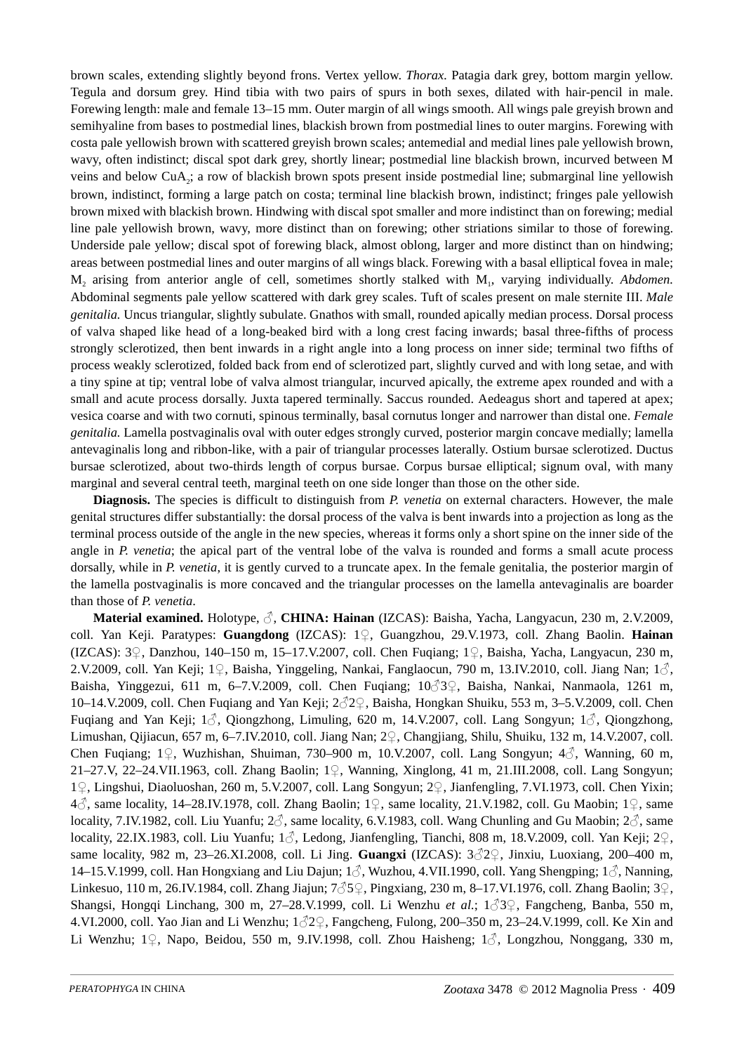brown scales, extending slightly beyond frons. Vertex yellow. *Thorax.* Patagia dark grey, bottom margin yellow. Tegula and dorsum grey. Hind tibia with two pairs of spurs in both sexes, dilated with hair-pencil in male. Forewing length: male and female 13–15 mm. Outer margin of all wings smooth. All wings pale greyish brown and semihyaline from bases to postmedial lines, blackish brown from postmedial lines to outer margins. Forewing with costa pale yellowish brown with scattered greyish brown scales; antemedial and medial lines pale yellowish brown, wavy, often indistinct; discal spot dark grey, shortly linear; postmedial line blackish brown, incurved between M veins and below $CuA_2$; a row of blackish brown spots present inside postmedial line; submarginal line yellowish brown, indistinct, forming a large patch on costa; terminal line blackish brown, indistinct; fringes pale yellowish brown mixed with blackish brown. Hindwing with discal spot smaller and more indistinct than on forewing; medial line pale yellowish brown, wavy, more distinct than on forewing; other striations similar to those of forewing. Underside pale yellow; discal spot of forewing black, almost oblong, larger and more distinct than on hindwing; areas between postmedial lines and outer margins of all wings black. Forewing with a basal elliptical fovea in male; $M_2$ arising from anterior angle of cell, sometimes shortly stalked with $M_1$, varying individually. *Abdomen.* Abdominal segments pale yellow scattered with dark grey scales. Tuft of scales present on male sternite III. *Male genitalia.* Uncus triangular, slightly subulate. Gnathos with small, rounded apically median process. Dorsal process of valva shaped like head of a long-beaked bird with a long crest facing inwards; basal three-fifths of process strongly sclerotized, then bent inwards in a right angle into a long process on inner side; terminal two fifths of process weakly sclerotized, folded back from end of sclerotized part, slightly curved and with long setae, and with a tiny spine at tip; ventral lobe of valva almost triangular, incurved apically, the extreme apex rounded and with a small and acute process dorsally. Juxta tapered terminally. Saccus rounded. Aedeagus short and tapered at apex; vesica coarse and with two cornuti, spinous terminally, basal cornutus longer and narrower than distal one. *Female genitalia.* Lamella postvaginalis oval with outer edges strongly curved, posterior margin concave medially; lamella antevaginalis long and ribbon-like, with a pair of triangular processes laterally. Ostium bursae sclerotized. Ductus bursae sclerotized, about two-thirds length of corpus bursae. Corpus bursae elliptical; signum oval, with many marginal and several central teeth, marginal teeth on one side longer than those on the other side.

**Diagnosis.** The species is difficult to distinguish from *P. venetia* on external characters. However, the male genital structures differ substantially: the dorsal process of the valva is bent inwards into a projection as long as the terminal process outside of the angle in the new species, whereas it forms only a short spine on the inner side of the angle in *P. venetia*; the apical part of the ventral lobe of the valva is rounded and forms a small acute process dorsally, while in *P. venetia*, it is gently curved to a truncate apex. In the female genitalia, the posterior margin of the lamella postvaginalis is more concaved and the triangular processes on the lamella antevaginalis are boarder than those of *P. venetia*.

**Material examined.** Holotype, ♂, **CHINA: Hainan** (IZCAS): Baisha, Yacha, Langyacun, 230 m, 2.V.2009, coll. Yan Keji. Paratypes: **Guangdong** (IZCAS): 1♀, Guangzhou, 29.V.1973, coll. Zhang Baolin. **Hainan** (IZCAS): 3♀, Danzhou, 140–150 m, 15–17.V.2007, coll. Chen Fuqiang; 1♀, Baisha, Yacha, Langyacun, 230 m, 2.V.2009, coll. Yan Keji; 1♀, Baisha, Yinggeling, Nankai, Fanglaocun, 790 m, 13.IV.2010, coll. Jiang Nan; 1♂, Baisha, Yinggezui, 611 m, 6–7.V.2009, coll. Chen Fuqiang; 10♂3♀, Baisha, Nankai, Nanmaola, 1261 m, 10–14.V.2009, coll. Chen Fuqiang and Yan Keji; 2♂2♀, Baisha, Hongkan Shuiku, 553 m, 3–5.V.2009, coll. Chen Fuqiang and Yan Keji; 1♂, Qiongzhong, Limuling, 620 m, 14.V.2007, coll. Lang Songyun; 1♂, Qiongzhong, Limushan, Qijiacun, 657 m, 6–7.IV.2010, coll. Jiang Nan; 2♀, Changjiang, Shilu, Shuiku, 132 m, 14.V.2007, coll. Chen Fuqiang; 1♀, Wuzhishan, Shuiman, 730–900 m, 10.V.2007, coll. Lang Songyun; 4♂, Wanning, 60 m, 21–27.V, 22–24.VII.1963, coll. Zhang Baolin; 1♀, Wanning, Xinglong, 41 m, 21.III.2008, coll. Lang Songyun; 1♀, Lingshui, Diaoluoshan, 260 m, 5.V.2007, coll. Lang Songyun; 2♀, Jianfengling, 7.VI.1973, coll. Chen Yixin; 4♂, same locality, 14–28.IV.1978, coll. Zhang Baolin; 1♀, same locality, 21.V.1982, coll. Gu Maobin; 1♀, same locality, 7.IV.1982, coll. Liu Yuanfu; 2♂, same locality, 6.V.1983, coll. Wang Chunling and Gu Maobin; 2♂, same locality, 22.IX.1983, coll. Liu Yuanfu; 1♂, Ledong, Jianfengling, Tianchi, 808 m, 18.V.2009, coll. Yan Keji; 2♀, same locality, 982 m, 23–26.XI.2008, coll. Li Jing. **Guangxi** (IZCAS): 3♂2♀, Jinxiu, Luoxiang, 200–400 m, 14–15.V.1999, coll. Han Hongxiang and Liu Dajun; 1♂, Wuzhou, 4.VII.1990, coll. Yang Shengping; 1♂, Nanning, Linkesuo, 110 m, 26.IV.1984, coll. Zhang Jiajun; 7♂5♀, Pingxiang, 230 m, 8–17.VI.1976, coll. Zhang Baolin; 3♀, Shangsi, Hongqi Linchang, 300 m, 27–28.V.1999, coll. Li Wenzhu *et al.*; 1♂3♀, Fangcheng, Banba, 550 m, 4.VI.2000, coll. Yao Jian and Li Wenzhu; 1♂2♀, Fangcheng, Fulong, 200–350 m, 23–24.V.1999, coll. Ke Xin and Li Wenzhu; 1♀, Napo, Beidou, 550 m, 9.IV.1998, coll. Zhou Haisheng; 1♂, Longzhou, Nonggang, 330 m,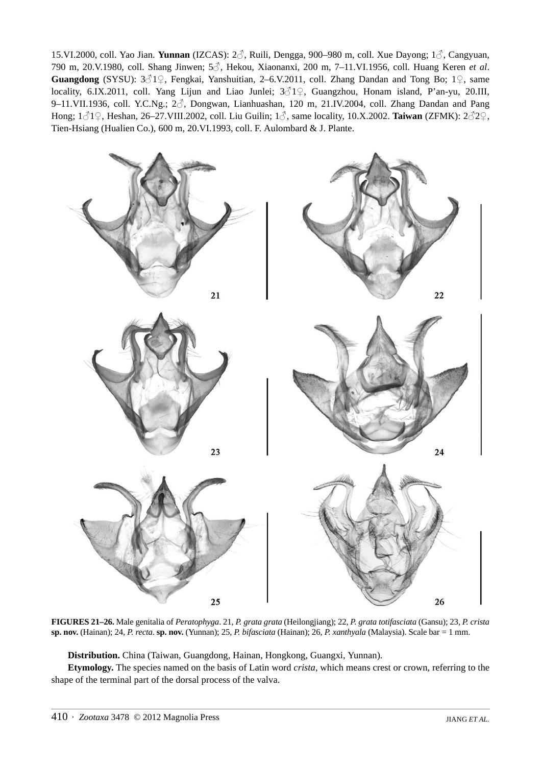15.VI.2000, coll. Yao Jian. **Yunnan** (IZCAS): 2♂, Ruili, Dengga, 900–980 m, coll. Xue Dayong; 1♂, Cangyuan, 790 m, 20.V.1980, coll. Shang Jinwen; 5♂, Hekou, Xiaonanxi, 200 m, 7–11.VI.1956, coll. Huang Keren *et al*. **Guangdong** (SYSU): 3♂1♀, Fengkai, Yanshuitian, 2–6.V.2011, coll. Zhang Dandan and Tong Bo; 1♀, same locality, 6.IX.2011, coll. Yang Lijun and Liao Junlei; 3♂1♀, Guangzhou, Honam island, P'an-yu, 20.III, 9–11.VII.1936, coll. Y.C.Ng.; 2♂, Dongwan, Lianhuashan, 120 m, 21.IV.2004, coll. Zhang Dandan and Pang Hong; 1♂1♀, Heshan, 26–27.VIII.2002, coll. Liu Guilin; 1♂, same locality, 10.X.2002. **Taiwan** (ZFMK): 2♂2♀, Tien-Hsiang (Hualien Co.), 600 m, 20.VI.1993, coll. F. Aulombard & J. Plante.

**FIGURES 21–26.** Male genitalia of *Peratophyga*. 21, *P. grata grata* (Heilongjiang); 22, *P. grata totifasciata* (Gansu); 23, *P. crista* **sp. nov.** (Hainan); 24, *P. recta*. **sp. nov.** (Yunnan); 25, *P. bifasciata* (Hainan); 26, *P. xanthyala* (Malaysia). Scale bar = 1 mm.

**Distribution.** China (Taiwan, Guangdong, Hainan, Hongkong, Guangxi, Yunnan).

**Etymology.** The species named on the basis of Latin word *crista*, which means crest or crown, referring to the shape of the terminal part of the dorsal process of the valva.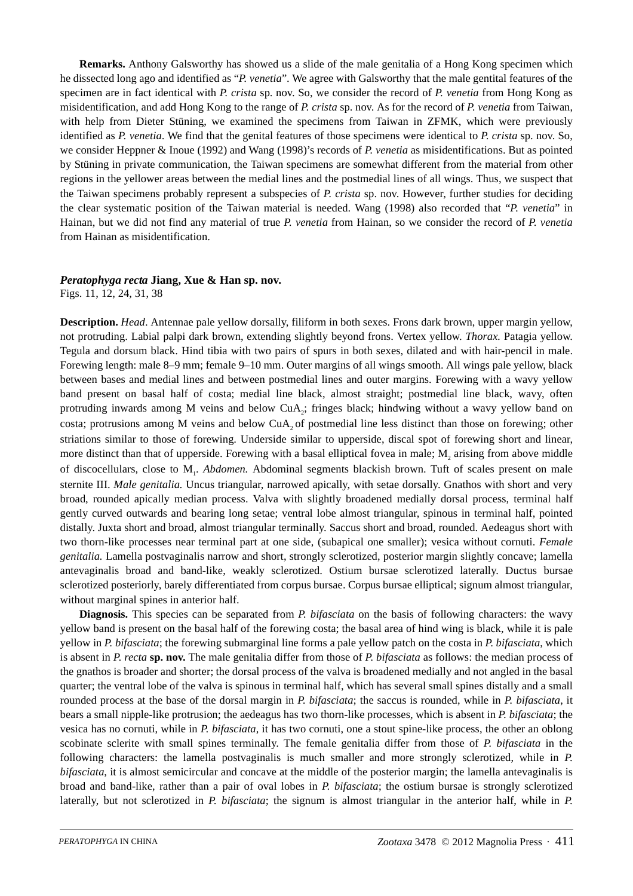**Remarks.** Anthony Galsworthy has showed us a slide of the male genitalia of a Hong Kong specimen which he dissected long ago and identified as "*P. venetia*". We agree with Galsworthy that the male gentital features of the specimen are in fact identical with *P. crista* sp. nov. So, we consider the record of *P. venetia* from Hong Kong as misidentification, and add Hong Kong to the range of *P. crista* sp. nov. As for the record of *P. venetia* from Taiwan, with help from Dieter Stüning, we examined the specimens from Taiwan in ZFMK, which were previously identified as *P. venetia*. We find that the genital features of those specimens were identical to *P. crista* sp. nov. So, we consider Heppner & Inoue (1992) and Wang (1998)'s records of *P. venetia* as misidentifications. But as pointed by Stüning in private communication, the Taiwan specimens are somewhat different from the material from other regions in the yellower areas between the medial lines and the postmedial lines of all wings. Thus, we suspect that the Taiwan specimens probably represent a subspecies of *P. crista* sp. nov. However, further studies for deciding the clear systematic position of the Taiwan material is needed. Wang (1998) also recorded that "*P. venetia*" in Hainan, but we did not find any material of true *P. venetia* from Hainan, so we consider the record of *P. venetia* from Hainan as misidentification.

## *Peratophyga recta* Jiang, Xue & Han sp. nov.

Figs. 11, 12, 24, 31, 38

**Description.** *Head*. Antennae pale yellow dorsally, filiform in both sexes. Frons dark brown, upper margin yellow, not protruding. Labial palpi dark brown, extending slightly beyond frons. Vertex yellow. *Thorax.* Patagia yellow. Tegula and dorsum black. Hind tibia with two pairs of spurs in both sexes, dilated and with hair-pencil in male. Forewing length: male 8–9 mm; female 9–10 mm. Outer margins of all wings smooth. All wings pale yellow, black between bases and medial lines and between postmedial lines and outer margins. Forewing with a wavy yellow band present on basal half of costa; medial line black, almost straight; postmedial line black, wavy, often protruding inwards among M veins and below $CuA_2$; fringes black; hindwing without a wavy yellow band on costa; protrusions among M veins and below $CuA_2$ of postmedial line less distinct than those on forewing; other striations similar to those of forewing. Underside similar to upperside, discal spot of forewing short and linear, more distinct than that of upperside. Forewing with a basal elliptical fovea in male; $M_2$ arising from above middle of discocellulars, close to $M_1$. *Abdomen.* Abdominal segments blackish brown. Tuft of scales present on male sternite III. *Male genitalia.* Uncus triangular, narrowed apically, with setae dorsally. Gnathos with short and very broad, rounded apically median process. Valva with slightly broadened medially dorsal process, terminal half gently curved outwards and bearing long setae; ventral lobe almost triangular, spinous in terminal half, pointed distally. Juxta short and broad, almost triangular terminally. Saccus short and broad, rounded. Aedeagus short with two thorn-like processes near terminal part at one side, (subapical one smaller); vesica without cornuti. *Female genitalia.* Lamella postvaginalis narrow and short, strongly sclerotized, posterior margin slightly concave; lamella antevaginalis broad and band-like, weakly sclerotized. Ostium bursae sclerotized laterally. Ductus bursae sclerotized posteriorly, barely differentiated from corpus bursae. Corpus bursae elliptical; signum almost triangular, without marginal spines in anterior half.

**Diagnosis.** This species can be separated from *P. bifasciata* on the basis of following characters: the wavy yellow band is present on the basal half of the forewing costa; the basal area of hind wing is black, while it is pale yellow in *P. bifasciata*; the forewing submarginal line forms a pale yellow patch on the costa in *P. bifasciata*, which is absent in *P. recta* **sp. nov.** The male genitalia differ from those of *P. bifasciata* as follows: the median process of the gnathos is broader and shorter; the dorsal process of the valva is broadened medially and not angled in the basal quarter; the ventral lobe of the valva is spinous in terminal half, which has several small spines distally and a small rounded process at the base of the dorsal margin in *P. bifasciata*; the saccus is rounded, while in *P. bifasciata*, it bears a small nipple-like protrusion; the aedeagus has two thorn-like processes, which is absent in *P. bifasciata*; the vesica has no cornuti, while in *P. bifasciata*, it has two cornuti, one a stout spine-like process, the other an oblong scobinate sclerite with small spines terminally. The female genitalia differ from those of *P. bifasciata* in the following characters: the lamella postvaginalis is much smaller and more strongly sclerotized, while in *P. bifasciata*, it is almost semicircular and concave at the middle of the posterior margin; the lamella antevaginalis is broad and band-like, rather than a pair of oval lobes in *P. bifasciata*; the ostium bursae is strongly sclerotized laterally, but not sclerotized in *P. bifasciata*; the signum is almost triangular in the anterior half, while in *P.*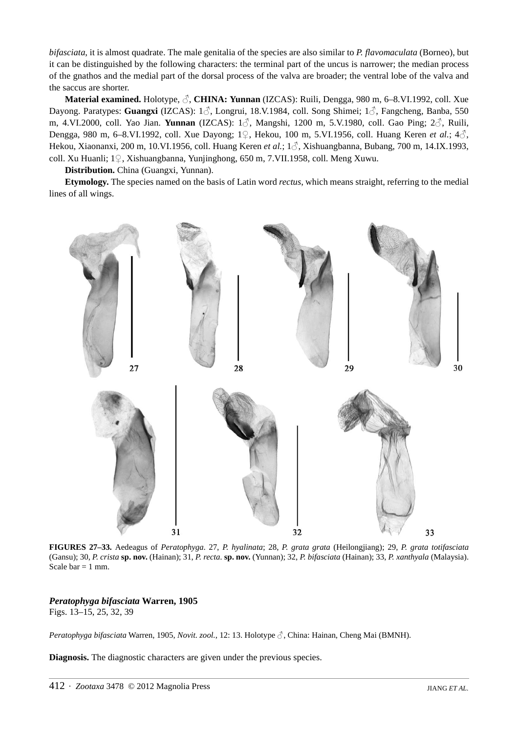*bifasciata*, it is almost quadrate. The male genitalia of the species are also similar to *P. flavomaculata* (Borneo), but it can be distinguished by the following characters: the terminal part of the uncus is narrower; the median process of the gnathos and the medial part of the dorsal process of the valva are broader; the ventral lobe of the valva and the saccus are shorter.

**Material examined.** Holotype, ♂, **CHINA: Yunnan** (IZCAS): Ruili, Dengga, 980 m, 6–8.VI.1992, coll. Xue Dayong. Paratypes: **Guangxi** (IZCAS): 1♂, Longrui, 18.V.1984, coll. Song Shimei; 1♂, Fangcheng, Banba, 550 m, 4.VI.2000, coll. Yao Jian. **Yunnan** (IZCAS): 1♂, Mangshi, 1200 m, 5.V.1980, coll. Gao Ping; 2♂, Ruili, Dengga, 980 m, 6–8.VI.1992, coll. Xue Dayong; 1♀, Hekou, 100 m, 5.VI.1956, coll. Huang Keren *et al.*; 4♂, Hekou, Xiaonanxi, 200 m, 10.VI.1956, coll. Huang Keren *et al.*; 1♂, Xishuangbanna, Bubang, 700 m, 14.IX.1993, coll. Xu Huanli; 1♀, Xishuangbanna, Yunjinghong, 650 m, 7.VII.1958, coll. Meng Xuwu.

**Distribution.** China (Guangxi, Yunnan).

**Etymology.** The species named on the basis of Latin word *rectus*, which means straight, referring to the medial lines of all wings.

**FIGURES 27–33.** Aedeagus of *Peratophyga*. 27, *P. hyalinata*; 28, *P. grata grata* (Heilongjiang); 29, *P. grata totifasciata* (Gansu); 30, *P. crista* **sp. nov.** (Hainan); 31, *P. recta*. **sp. nov.** (Yunnan); 32, *P. bifasciata* (Hainan); 33, *P. xanthyala* (Malaysia). Scale bar = 1 mm.

### *Peratophyga bifasciata* Warren, 1905

Figs. 13–15, 25, 32, 39

*Peratophyga bifasciata* Warren, 1905, *Novit. zool.*, 12: 13. Holotype ♂, China: Hainan, Cheng Mai (BMNH).

**Diagnosis.** The diagnostic characters are given under the previous species.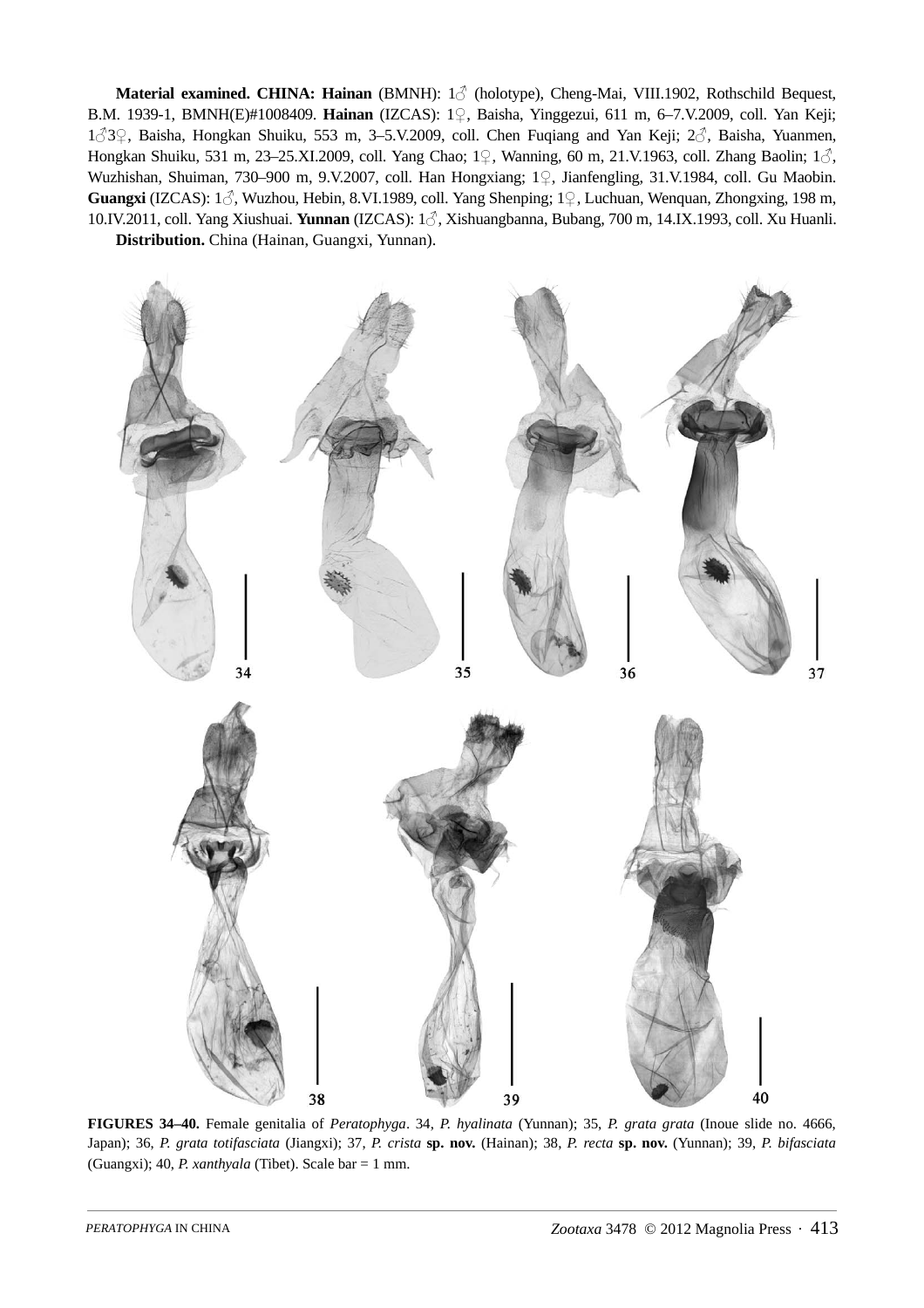**Material examined. CHINA: Hainan** (BMNH): 1♂ (holotype), Cheng-Mai, VIII.1902, Rothschild Bequest, B.M. 1939-1, BMNH(E)#1008409. **Hainan** (IZCAS): 1♀, Baisha, Yinggezui, 611 m, 6–7.V.2009, coll. Yan Keji; 1♂3♀, Baisha, Hongkan Shuiku, 553 m, 3–5.V.2009, coll. Chen Fuqiang and Yan Keji; 2♂, Baisha, Yuanmen, Hongkan Shuiku, 531 m, 23–25.XI.2009, coll. Yang Chao; 1♀, Wanning, 60 m, 21.V.1963, coll. Zhang Baolin; 1♂, Wuzhishan, Shuiman, 730–900 m, 9.V.2007, coll. Han Hongxiang; 1♀, Jianfengling, 31.V.1984, coll. Gu Maobin. **Guangxi** (IZCAS): 1♂, Wuzhou, Hebin, 8.VI.1989, coll. Yang Shenping; 1♀, Luchuan, Wenquan, Zhongxing, 198 m, 10.IV.2011, coll. Yang Xiushuai. **Yunnan** (IZCAS): 1♂, Xishuangbanna, Bubang, 700 m, 14.IX.1993, coll. Xu Huanli.

**Distribution.** China (Hainan, Guangxi, Yunnan).

**FIGURES 34–40.** Female genitalia of *Peratophyga*. 34, *P. hyalinata* (Yunnan); 35, *P. grata grata* (Inoue slide no. 4666, Japan); 36, *P. grata totifasciata* (Jiangxi); 37, *P. crista* **sp. nov.** (Hainan); 38, *P. recta* **sp. nov.** (Yunnan); 39, *P. bifasciata* (Guangxi); 40, *P. xanthyala* (Tibet). Scale bar = 1 mm.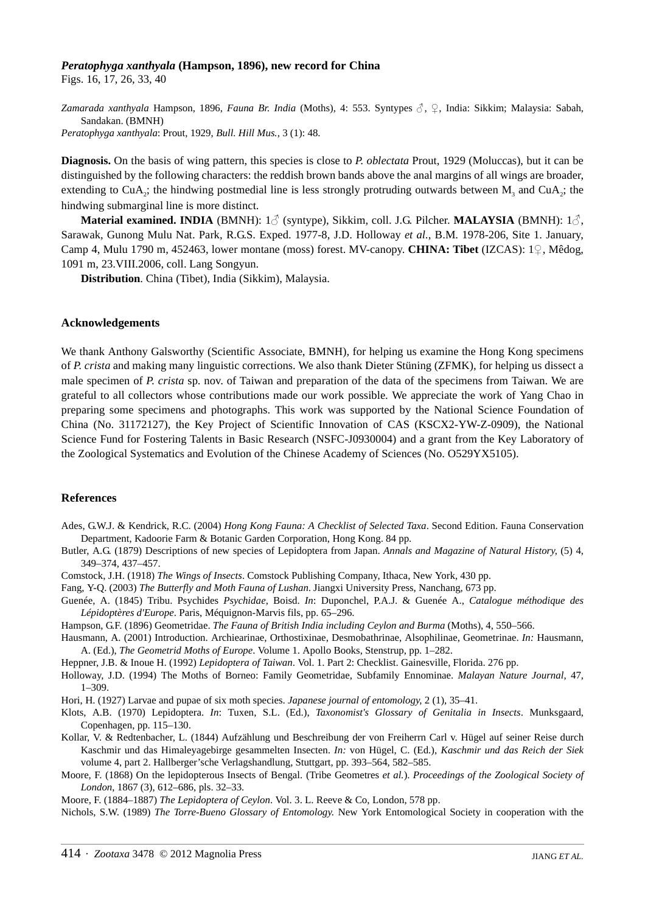### *Peratophyga xanthyala* (Hampson, 1896), new record for China

Figs. 16, 17, 26, 33, 40

*Zamarada xanthyala* Hampson, 1896, *Fauna Br. India* (Moths), 4: 553. Syntypes ♂, ♀, India: Sikkim; Malaysia: Sabah, Sandakan. (BMNH)

*Peratophyga xanthyala*: Prout, 1929, *Bull. Hill Mus.*, 3 (1): 48.

**Diagnosis.** On the basis of wing pattern, this species is close to *P. oblectata* Prout, 1929 (Moluccas), but it can be distinguished by the following characters: the reddish brown bands above the anal margins of all wings are broader, extending to $CuA_2$; the hindwing postmedial line is less strongly protruding outwards between $M_3$ and $CuA_2$; the hindwing submarginal line is more distinct.

**Material examined. INDIA** (BMNH): 1♂ (syntype), Sikkim, coll. J.G. Pilcher. **MALAYSIA** (BMNH): 1♂, Sarawak, Gunong Mulu Nat. Park, R.G.S. Exped. 1977-8, J.D. Holloway *et al*., B.M. 1978-206, Site 1. January, Camp 4, Mulu 1790 m, 452463, lower montane (moss) forest. MV-canopy. **CHINA: Tibet** (IZCAS): 1♀, Mêdog, 1091 m, 23.VIII.2006, coll. Lang Songyun.

**Distribution**. China (Tibet), India (Sikkim), Malaysia.

## Acknowledgements

We thank Anthony Galsworthy (Scientific Associate, BMNH), for helping us examine the Hong Kong specimens of *P. crista* and making many linguistic corrections. We also thank Dieter Stüning (ZFMK), for helping us dissect a male specimen of *P. crista* sp. nov. of Taiwan and preparation of the data of the specimens from Taiwan. We are grateful to all collectors whose contributions made our work possible. We appreciate the work of Yang Chao in preparing some specimens and photographs. This work was supported by the National Science Foundation of China (No. 31172127), the Key Project of Scientific Innovation of CAS (KSCX2-YW-Z-0909), the National Science Fund for Fostering Talents in Basic Research (NSFC-J0930004) and a grant from the Key Laboratory of the Zoological Systematics and Evolution of the Chinese Academy of Sciences (No. O529YX5105).

## References

Ades, G.W.J. & Kendrick, R.C. (2004) *Hong Kong Fauna: A Checklist of Selected Taxa*. Second Edition. Fauna Conservation Department, Kadoorie Farm & Botanic Garden Corporation, Hong Kong. 84 pp.

Butler, A.G. (1879) Descriptions of new species of Lepidoptera from Japan. *Annals and Magazine of Natural History*, (5) 4, 349–374, 437–457.

Comstock, J.H. (1918) *The Wings of Insects*. Comstock Publishing Company, Ithaca, New York, 430 pp.

Fang, Y-Q. (2003) *The Butterfly and Moth Fauna of Lushan*. Jiangxi University Press, Nanchang, 673 pp.

Guenée, A. (1845) Tribu. Psychides *Psychidae*, Boisd. *In*: Duponchel, P.A.J. & Guenée A., *Catalogue méthodique des Lépidoptères d'Europe*. Paris, Méquignon-Marvis fils, pp. 65–296.

Hampson, G.F. (1896) Geometridae. *The Fauna of British India including Ceylon and Burma* (Moths), 4, 550–566.

Hausmann, A. (2001) Introduction. Archiearinae, Orthostixinae, Desmobathrinae, Alsophilinae, Geometrinae. *In:* Hausmann, A. (Ed.), *The Geometrid Moths of Europe*. Volume 1. Apollo Books, Stenstrup, pp. 1–282.

Heppner, J.B. & Inoue H. (1992) *Lepidoptera of Taiwan*. Vol. 1. Part 2: Checklist. Gainesville, Florida. 276 pp.

Holloway, J.D. (1994) The Moths of Borneo: Family Geometridae, Subfamily Ennominae. *Malayan Nature Journal*, 47, 1–309.

Hori, H. (1927) Larvae and pupae of six moth species. *Japanese journal of entomology*, 2 (1), 35–41.

Klots, A.B. (1970) Lepidoptera. *In*: Tuxen, S.L. (Ed.), *Taxonomist's Glossary of Genitalia in Insects*. Munksgaard, Copenhagen, pp. 115–130.

Kollar, V. & Redtenbacher, L. (1844) Aufzählung und Beschreibung der von Freiherrn Carl v. Hügel auf seiner Reise durch Kaschmir und das Himaleyagebirge gesammelten Insecten. *In:* von Hügel, C. (Ed.), *Kaschmir und das Reich der Siek* volume 4, part 2. Hallberger'sche Verlagshandlung, Stuttgart, pp. 393–564, 582–585.

Moore, F. (1868) On the lepidopterous Insects of Bengal. (Tribe Geometres *et al.*). *Proceedings of the Zoological Society of London*, 1867 (3), 612–686, pls. 32–33.

Moore, F. (1884–1887) *The Lepidoptera of Ceylon*. Vol. 3. L. Reeve & Co, London, 578 pp.

Nichols, S.W. (1989) *The Torre-Bueno Glossary of Entomology.* New York Entomological Society in cooperation with the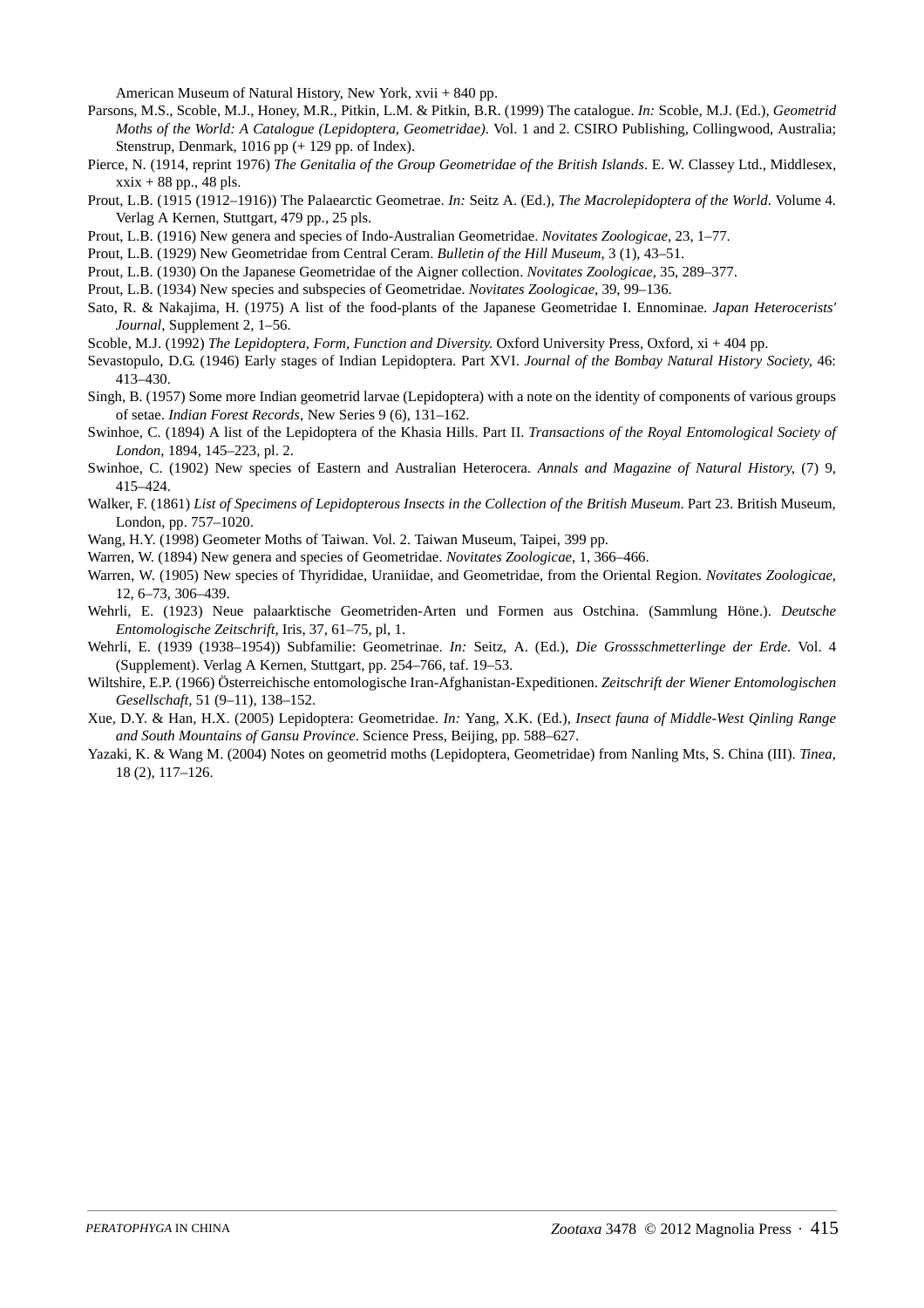American Museum of Natural History, New York, xvii + 840 pp.

Parsons, M.S., Scoble, M.J., Honey, M.R., Pitkin, L.M. & Pitkin, B.R. (1999) The catalogue. *In:* Scoble, M.J. (Ed.), *Geometrid Moths of the World: A Catalogue (Lepidoptera, Geometridae)*. Vol. 1 and 2. CSIRO Publishing, Collingwood, Australia; Stenstrup, Denmark, 1016 pp (+ 129 pp. of Index).

Pierce, N. (1914, reprint 1976) *The Genitalia of the Group Geometridae of the British Islands*. E. W. Classey Ltd., Middlesex, xxix + 88 pp., 48 pls.

Prout, L.B. (1915 (1912–1916)) The Palaearctic Geometrae. *In:* Seitz A. (Ed.), *The Macrolepidoptera of the World*. Volume 4. Verlag A Kernen, Stuttgart, 479 pp., 25 pls.

Prout, L.B. (1916) New genera and species of Indo-Australian Geometridae. *Novitates Zoologicae*, 23, 1–77.

Prout, L.B. (1929) New Geometridae from Central Ceram. *Bulletin of the Hill Museum*, 3 (1), 43–51.

Prout, L.B. (1930) On the Japanese Geometridae of the Aigner collection. *Novitates Zoologicae*, 35, 289–377.

Prout, L.B. (1934) New species and subspecies of Geometridae. *Novitates Zoologicae*, 39, 99–136.

Sato, R. & Nakajima, H. (1975) A list of the food-plants of the Japanese Geometridae I. Ennominae. *Japan Heterocerists' Journal*, Supplement 2, 1–56.

Scoble, M.J. (1992) *The Lepidoptera, Form, Function and Diversity.* Oxford University Press, Oxford, xi + 404 pp.

Sevastopulo, D.G. (1946) Early stages of Indian Lepidoptera. Part XVI. *Journal of the Bombay Natural History Society*, 46: 413–430.

Singh, B. (1957) Some more Indian geometrid larvae (Lepidoptera) with a note on the identity of components of various groups of setae. *Indian Forest Records*, New Series 9 (6), 131–162.

Swinhoe, C. (1894) A list of the Lepidoptera of the Khasia Hills. Part II. *Transactions of the Royal Entomological Society of London*, 1894, 145–223, pl. 2.

Swinhoe, C. (1902) New species of Eastern and Australian Heterocera. *Annals and Magazine of Natural History*, (7) 9, 415–424.

Walker, F. (1861) *List of Specimens of Lepidopterous Insects in the Collection of the British Museum*. Part 23. British Museum, London, pp. 757–1020.

Wang, H.Y. (1998) Geometer Moths of Taiwan. Vol. 2. Taiwan Museum, Taipei, 399 pp.

Warren, W. (1894) New genera and species of Geometridae. *Novitates Zoologicae*, 1, 366–466.

Warren, W. (1905) New species of Thyrididae, Uraniidae, and Geometridae, from the Oriental Region. *Novitates Zoologicae*, 12, 6–73, 306–439.

Wehrli, E. (1923) Neue palaarktische Geometriden-Arten und Formen aus Ostchina. (Sammlung Höne.). *Deutsche Entomologische Zeitschrift*, Iris, 37, 61–75, pl, 1.

Wehrli, E. (1939 (1938–1954)) Subfamilie: Geometrinae. *In:* Seitz, A. (Ed.), *Die Grossschmetterlinge der Erde*. Vol. 4 (Supplement). Verlag A Kernen, Stuttgart, pp. 254–766, taf. 19–53.

Wiltshire, E.P. (1966) Österreichische entomologische Iran-Afghanistan-Expeditionen. *Zeitschrift der Wiener Entomologischen Gesellschaft*, 51 (9–11), 138–152.

Xue, D.Y. & Han, H.X. (2005) Lepidoptera: Geometridae. *In:* Yang, X.K. (Ed.), *Insect fauna of Middle-West Qinling Range and South Mountains of Gansu Province*. Science Press, Beijing, pp. 588–627.

Yazaki, K. & Wang M. (2004) Notes on geometrid moths (Lepidoptera, Geometridae) from Nanling Mts, S. China (III). *Tinea*, 18 (2), 117–126.